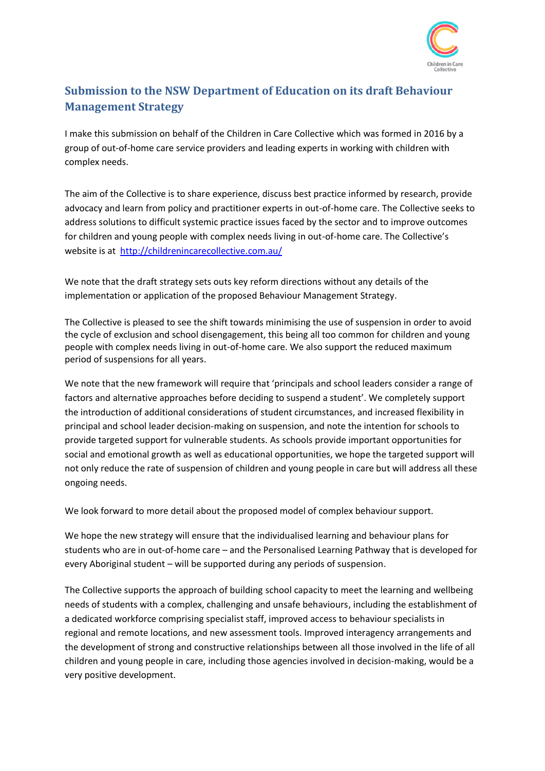## Submission to the NSW Department of Education on its draft Behaviour Management Strategy

I make this submission on behalf of the Children in Care Collective which was formed in 2016 by a group of out-of-home care service providers and leading experts in working with children with complex needs.

The aim of the Collective is to share experience, discuss best practice informed by research, provide advocacy and learn from policy and practitioner experts in out-of-home care. The Collective seeks to address solutions to difficult systemic practice issues faced by the sector and to improve outcomes for children and young people with complex needs living in out-of-home care. The Collective's website is at [http://childrenincarecollective.com.au/](http://childrenincarecollective.com.au/)

We note that the draft strategy sets outs key reform directions without any details of the implementation or application of the proposed Behaviour Management Strategy.

The Collective is pleased to see the shift towards minimising the use of suspension in order to avoid the cycle of exclusion and school disengagement, this being all too common for children and young people with complex needs living in out-of-home care. We also support the reduced maximum period of suspensions for all years.

We note that the new framework will require that 'principals and school leaders consider a range of factors and alternative approaches before deciding to suspend a student'. We completely support the introduction of additional considerations of student circumstances, and increased flexibility in principal and school leader decision-making on suspension, and note the intention for schools to provide targeted support for vulnerable students. As schools provide important opportunities for social and emotional growth as well as educational opportunities, we hope the targeted support will not only reduce the rate of suspension of children and young people in care but will address all these ongoing needs.

We look forward to more detail about the proposed model of complex behaviour support.

We hope the new strategy will ensure that the individualised learning and behaviour plans for students who are in out-of-home care – and the Personalised Learning Pathway that is developed for every Aboriginal student – will be supported during any periods of suspension.

The Collective supports the approach of building school capacity to meet the learning and wellbeing needs of students with a complex, challenging and unsafe behaviours, including the establishment of a dedicated workforce comprising specialist staff, improved access to behaviour specialists in regional and remote locations, and new assessment tools. Improved interagency arrangements and the development of strong and constructive relationships between all those involved in the life of all children and young people in care, including those agencies involved in decision-making, would be a very positive development.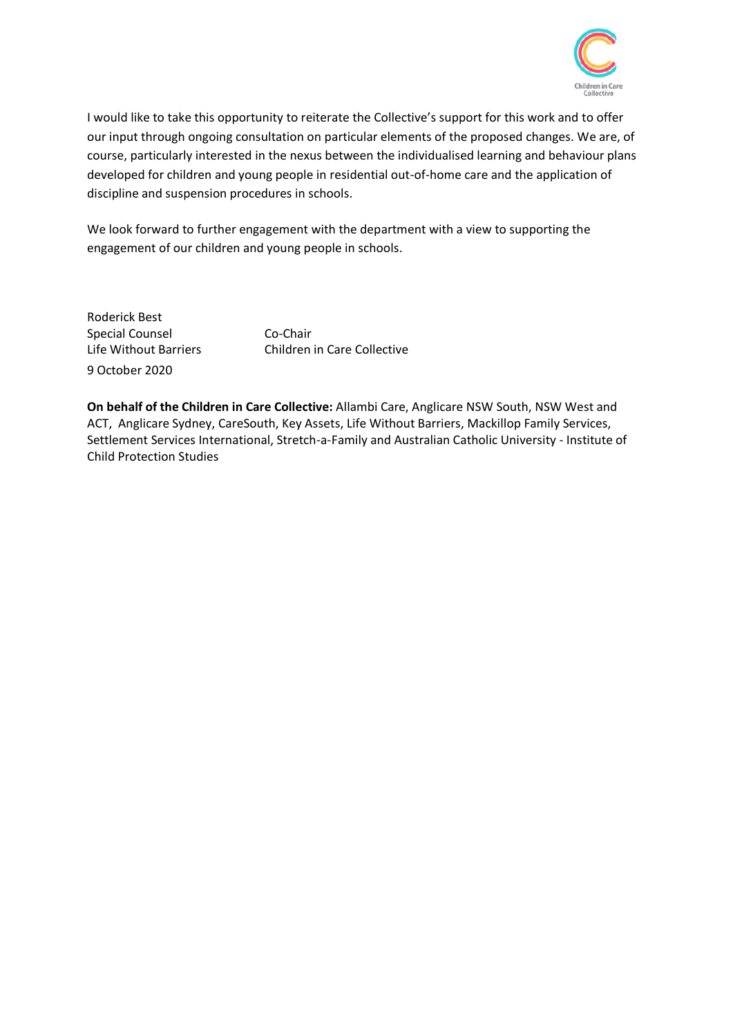I would like to take this opportunity to reiterate the Collective's support for this work and to offer our input through ongoing consultation on particular elements of the proposed changes. We are, of course, particularly interested in the nexus between the individualised learning and behaviour plans developed for children and young people in residential out-of-home care and the application of discipline and suspension procedures in schools.

We look forward to further engagement with the department with a view to supporting the engagement of our children and young people in schools.

Roderick Best
Special Counsel
Life Without Barriers

Co-Chair
Children in Care Collective

9 October 2020

**On behalf of the Children in Care Collective:** Allambi Care, Anglicare NSW South, NSW West and ACT, Anglicare Sydney, CareSouth, Key Assets, Life Without Barriers, Mackillop Family Services, Settlement Services International, Stretch-a-Family and Australian Catholic University - Institute of Child Protection Studies